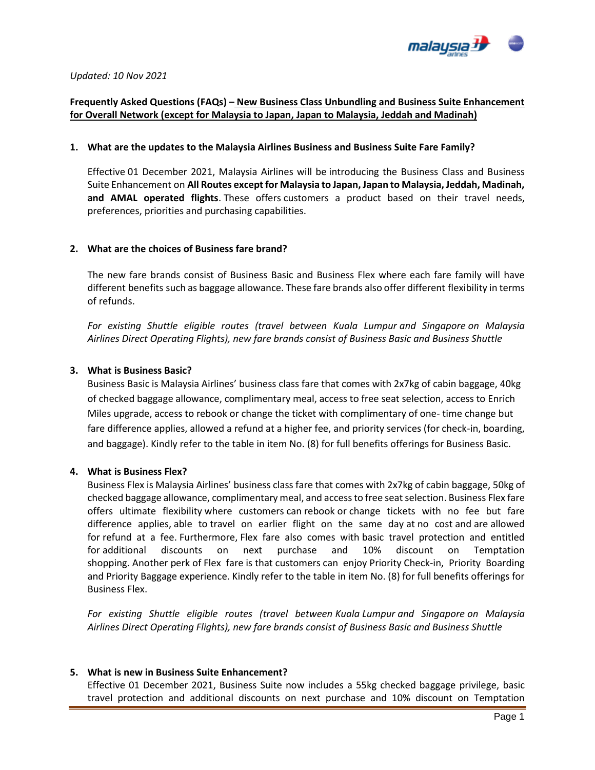*Updated: 10 Nov 2021*

**Frequently Asked Questions (FAQs) – New Business Class Unbundling and Business Suite Enhancement for Overall Network (except for Malaysia to Japan, Japan to Malaysia, Jeddah and Madinah)**

**1. What are the updates to the Malaysia Airlines Business and Business Suite Fare Family?**

Effective 01 December 2021, Malaysia Airlines will be introducing the Business Class and Business Suite Enhancement on **All Routes except for Malaysia to Japan, Japan to Malaysia, Jeddah, Madinah, and AMAL operated flights**. These offers customers a product based on their travel needs, preferences, priorities and purchasing capabilities.

**2. What are the choices of Business fare brand?**

The new fare brands consist of Business Basic and Business Flex where each fare family will have different benefits such as baggage allowance. These fare brands also offer different flexibility in terms of refunds.

*For existing Shuttle eligible routes (travel between Kuala Lumpur and Singapore on Malaysia Airlines Direct Operating Flights), new fare brands consist of Business Basic and Business Shuttle*

**3. What is Business Basic?**

Business Basic is Malaysia Airlines' business class fare that comes with 2x7kg of cabin baggage, 40kg of checked baggage allowance, complimentary meal, access to free seat selection, access to Enrich Miles upgrade, access to rebook or change the ticket with complimentary of one- time change but fare difference applies, allowed a refund at a higher fee, and priority services (for check-in, boarding, and baggage). Kindly refer to the table in item No. (8) for full benefits offerings for Business Basic.

**4. What is Business Flex?**

Business Flex is Malaysia Airlines' business class fare that comes with 2x7kg of cabin baggage, 50kg of checked baggage allowance, complimentary meal, and access to free seat selection. Business Flex fare offers ultimate flexibility where customers can rebook or change tickets with no fee but fare difference applies, able to travel on earlier flight on the same day at no cost and are allowed for refund at a fee. Furthermore, Flex fare also comes with basic travel protection and entitled for additional discounts on next purchase and 10% discount on Temptation shopping. Another perk of Flex fare is that customers can enjoy Priority Check-in, Priority Boarding and Priority Baggage experience. Kindly refer to the table in item No. (8) for full benefits offerings for Business Flex.

*For existing Shuttle eligible routes (travel between Kuala Lumpur and Singapore on Malaysia Airlines Direct Operating Flights), new fare brands consist of Business Basic and Business Shuttle*

**5. What is new in Business Suite Enhancement?**

Effective 01 December 2021, Business Suite now includes a 55kg checked baggage privilege, basic travel protection and additional discounts on next purchase and 10% discount on Temptation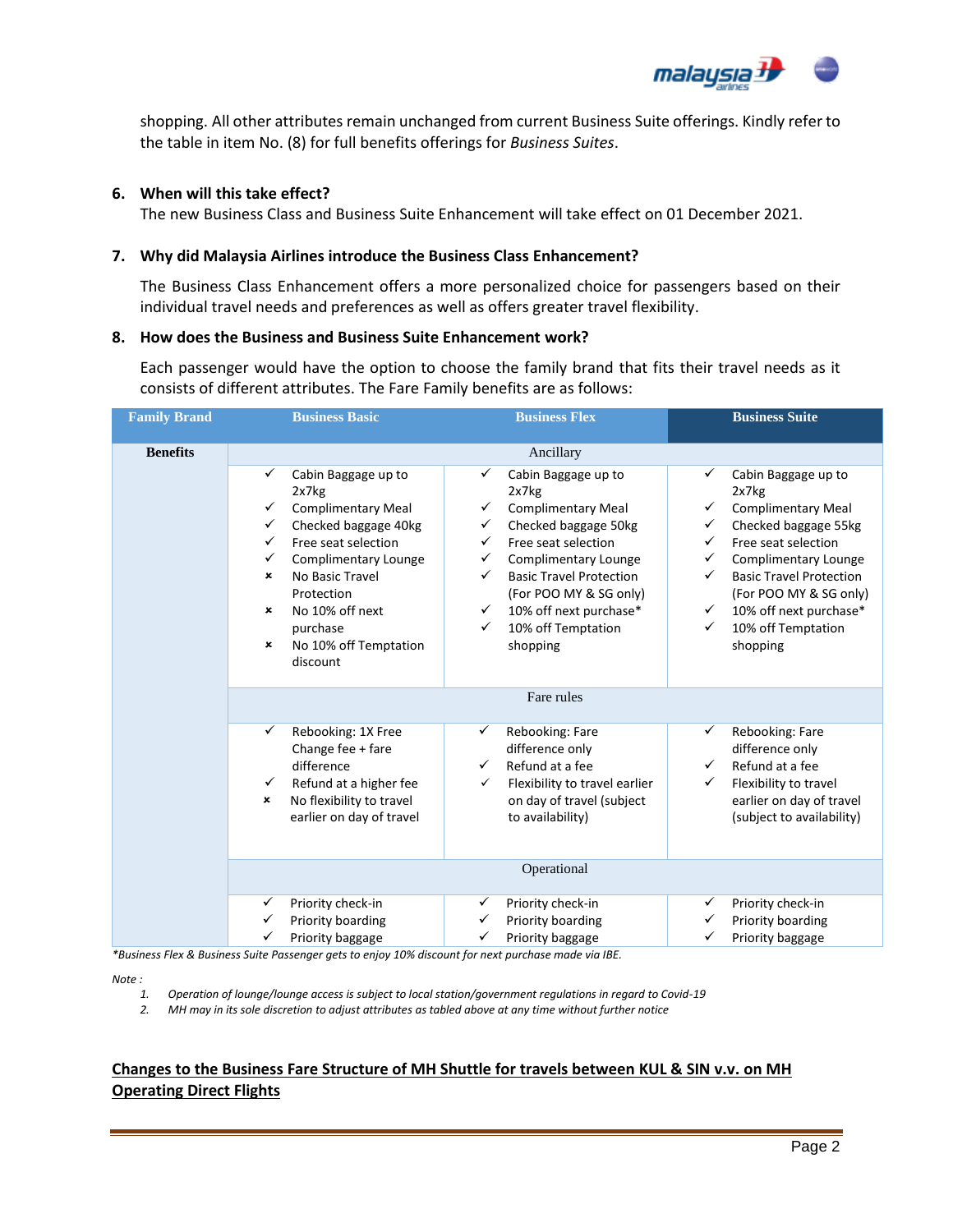shopping. All other attributes remain unchanged from current Business Suite offerings. Kindly refer to the table in item No. (8) for full benefits offerings for *Business Suites*.

**6. When will this take effect?**

The new Business Class and Business Suite Enhancement will take effect on 01 December 2021.

**7. Why did Malaysia Airlines introduce the Business Class Enhancement?**

The Business Class Enhancement offers a more personalized choice for passengers based on their individual travel needs and preferences as well as offers greater travel flexibility.

**8. How does the Business and Business Suite Enhancement work?**

Each passenger would have the option to choose the family brand that fits their travel needs as it consists of different attributes. The Fare Family benefits are as follows:

| Family Brand | Business Basic | Business Flex | Business Suite |
|---|---|---|---|
| **Benefits** | Ancillary | | |
| | ✓ Cabin Baggage up to 2x7kg<br>✓ Complimentary Meal<br>✓ Checked baggage 40kg<br>✓ Free seat selection<br>✓ Complimentary Lounge<br>× No Basic Travel Protection<br>× No 10% off next purchase<br>× No 10% off Temptation discount | ✓ Cabin Baggage up to 2x7kg<br>✓ Complimentary Meal<br>✓ Checked baggage 50kg<br>✓ Free seat selection<br>✓ Complimentary Lounge<br>✓ Basic Travel Protection (For POO MY & SG only)<br>✓ 10% off next purchase*<br>✓ 10% off Temptation shopping | ✓ Cabin Baggage up to 2x7kg<br>✓ Complimentary Meal<br>✓ Checked baggage 55kg<br>✓ Free seat selection<br>✓ Complimentary Lounge<br>✓ Basic Travel Protection (For POO MY & SG only)<br>✓ 10% off next purchase*<br>✓ 10% off Temptation shopping |
| | Fare rules | | |
| | ✓ Rebooking: 1X Free Change fee + fare difference<br>✓ Refund at a higher fee<br>× No flexibility to travel earlier on day of travel | ✓ Rebooking: Fare difference only<br>✓ Refund at a fee<br>✓ Flexibility to travel earlier on day of travel (subject to availability) | ✓ Rebooking: Fare difference only<br>✓ Refund at a fee<br>✓ Flexibility to travel earlier on day of travel (subject to availability) |
| | Operational | | |
| | ✓ Priority check-in<br>✓ Priority boarding<br>✓ Priority baggage | ✓ Priority check-in<br>✓ Priority boarding<br>✓ Priority baggage | ✓ Priority check-in<br>✓ Priority boarding<br>✓ Priority baggage |

*\*Business Flex & Business Suite Passenger gets to enjoy 10% discount for next purchase made via IBE.*

*Note :*

1. *Operation of lounge/lounge access is subject to local station/government regulations in regard to Covid-19*
2. *MH may in its sole discretion to adjust attributes as tabled above at any time without further notice*

**<u>Changes to the Business Fare Structure of MH Shuttle for travels between KUL & SIN v.v. on MH Operating Direct Flights</u>**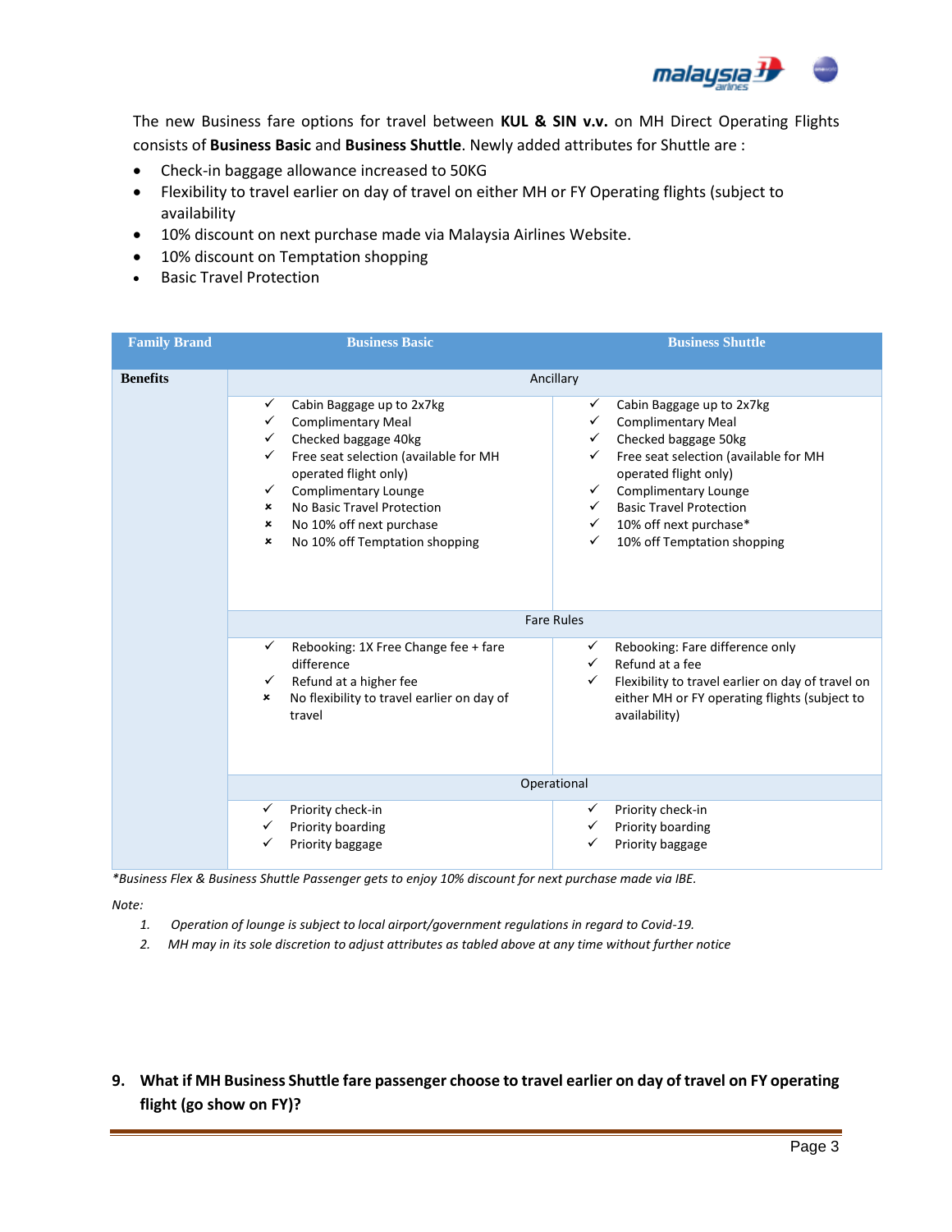The new Business fare options for travel between **KUL & SIN v.v.** on MH Direct Operating Flights consists of **Business Basic** and **Business Shuttle**. Newly added attributes for Shuttle are :

- Check-in baggage allowance increased to 50KG
- Flexibility to travel earlier on day of travel on either MH or FY Operating flights (subject to availability
- 10% discount on next purchase made via Malaysia Airlines Website.
- 10% discount on Temptation shopping
- Basic Travel Protection

| Family Brand | Business Basic | Business Shuttle |
|---|---|---|
| **Benefits** | **Ancillary** | |
| | ✓ Cabin Baggage up to 2x7kg<br>✓ Complimentary Meal<br>✓ Checked baggage 40kg<br>✓ Free seat selection (available for MH operated flight only)<br>✓ Complimentary Lounge<br>× No Basic Travel Protection<br>× No 10% off next purchase<br>× No 10% off Temptation shopping | ✓ Cabin Baggage up to 2x7kg<br>✓ Complimentary Meal<br>✓ Checked baggage 50kg<br>✓ Free seat selection (available for MH operated flight only)<br>✓ Complimentary Lounge<br>✓ Basic Travel Protection<br>✓ 10% off next purchase*<br>✓ 10% off Temptation shopping |
| | **Fare Rules** | |
| | ✓ Rebooking: 1X Free Change fee + fare difference<br>✓ Refund at a higher fee<br>× No flexibility to travel earlier on day of travel | ✓ Rebooking: Fare difference only<br>✓ Refund at a fee<br>✓ Flexibility to travel earlier on day of travel on either MH or FY operating flights (subject to availability) |
| | **Operational** | |
| | ✓ Priority check-in<br>✓ Priority boarding<br>✓ Priority baggage | ✓ Priority check-in<br>✓ Priority boarding<br>✓ Priority baggage |

*\*Business Flex & Business Shuttle Passenger gets to enjoy 10% discount for next purchase made via IBE.*

*Note:*

1. *Operation of lounge is subject to local airport/government regulations in regard to Covid-19.*
2. *MH may in its sole discretion to adjust attributes as tabled above at any time without further notice*

**9. What if MH Business Shuttle fare passenger choose to travel earlier on day of travel on FY operating flight (go show on FY)?**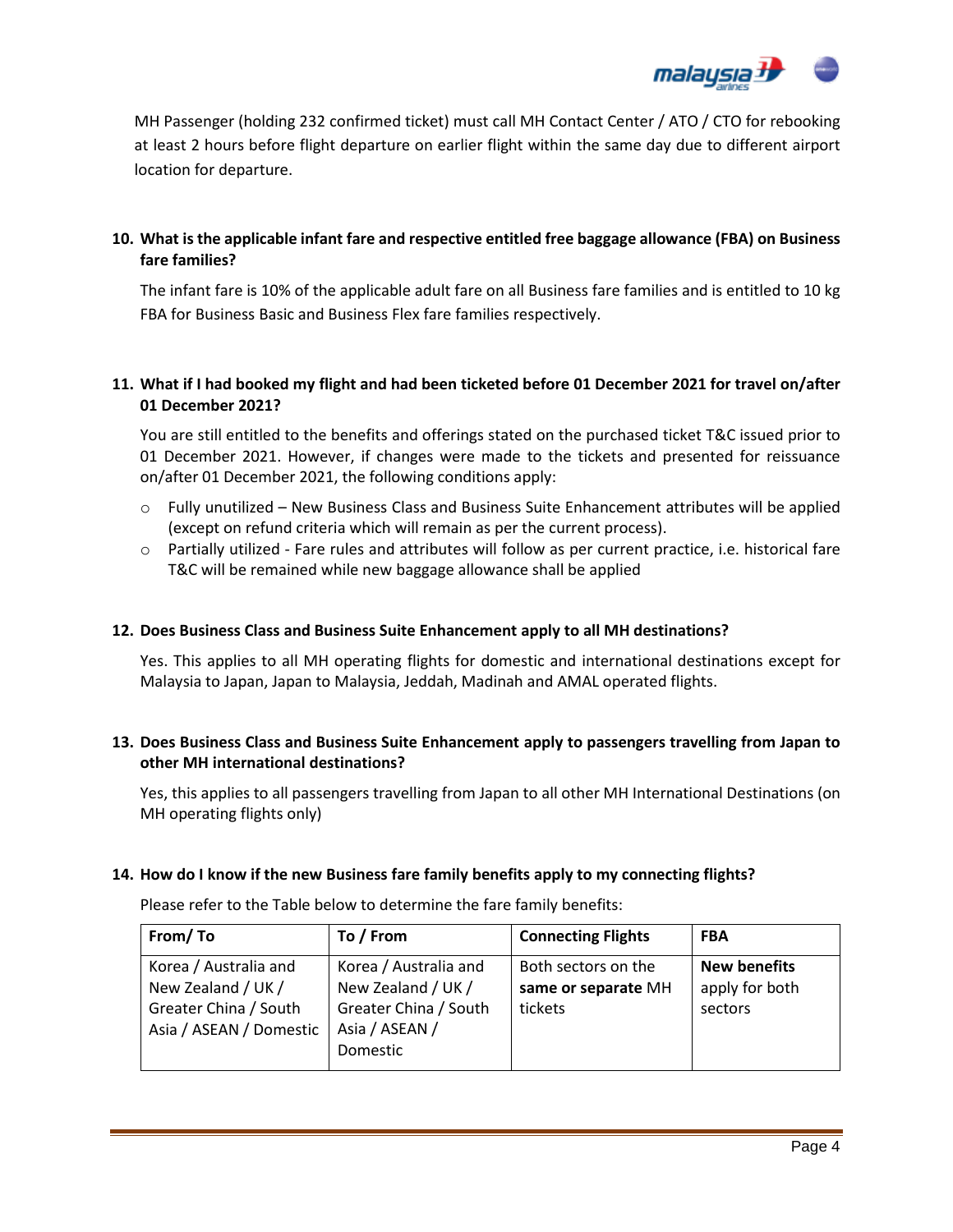MH Passenger (holding 232 confirmed ticket) must call MH Contact Center / ATO / CTO for rebooking at least 2 hours before flight departure on earlier flight within the same day due to different airport location for departure.

**10. What is the applicable infant fare and respective entitled free baggage allowance (FBA) on Business fare families?**

The infant fare is 10% of the applicable adult fare on all Business fare families and is entitled to 10 kg FBA for Business Basic and Business Flex fare families respectively.

**11. What if I had booked my flight and had been ticketed before 01 December 2021 for travel on/after 01 December 2021?**

You are still entitled to the benefits and offerings stated on the purchased ticket T&C issued prior to 01 December 2021. However, if changes were made to the tickets and presented for reissuance on/after 01 December 2021, the following conditions apply:

- Fully unutilized – New Business Class and Business Suite Enhancement attributes will be applied (except on refund criteria which will remain as per the current process).
- Partially utilized - Fare rules and attributes will follow as per current practice, i.e. historical fare T&C will be remained while new baggage allowance shall be applied

**12. Does Business Class and Business Suite Enhancement apply to all MH destinations?**

Yes. This applies to all MH operating flights for domestic and international destinations except for Malaysia to Japan, Japan to Malaysia, Jeddah, Madinah and AMAL operated flights.

**13. Does Business Class and Business Suite Enhancement apply to passengers travelling from Japan to other MH international destinations?**

Yes, this applies to all passengers travelling from Japan to all other MH International Destinations (on MH operating flights only)

**14. How do I know if the new Business fare family benefits apply to my connecting flights?**

Please refer to the Table below to determine the fare family benefits:

| From/ To | To / From | Connecting Flights | FBA |
|---|---|---|---|
| Korea / Australia and New Zealand / UK / Greater China / South Asia / ASEAN / Domestic | Korea / Australia and New Zealand / UK / Greater China / South Asia / ASEAN / Domestic | Both sectors on the **same or separate** MH tickets | **New benefits** apply for both sectors |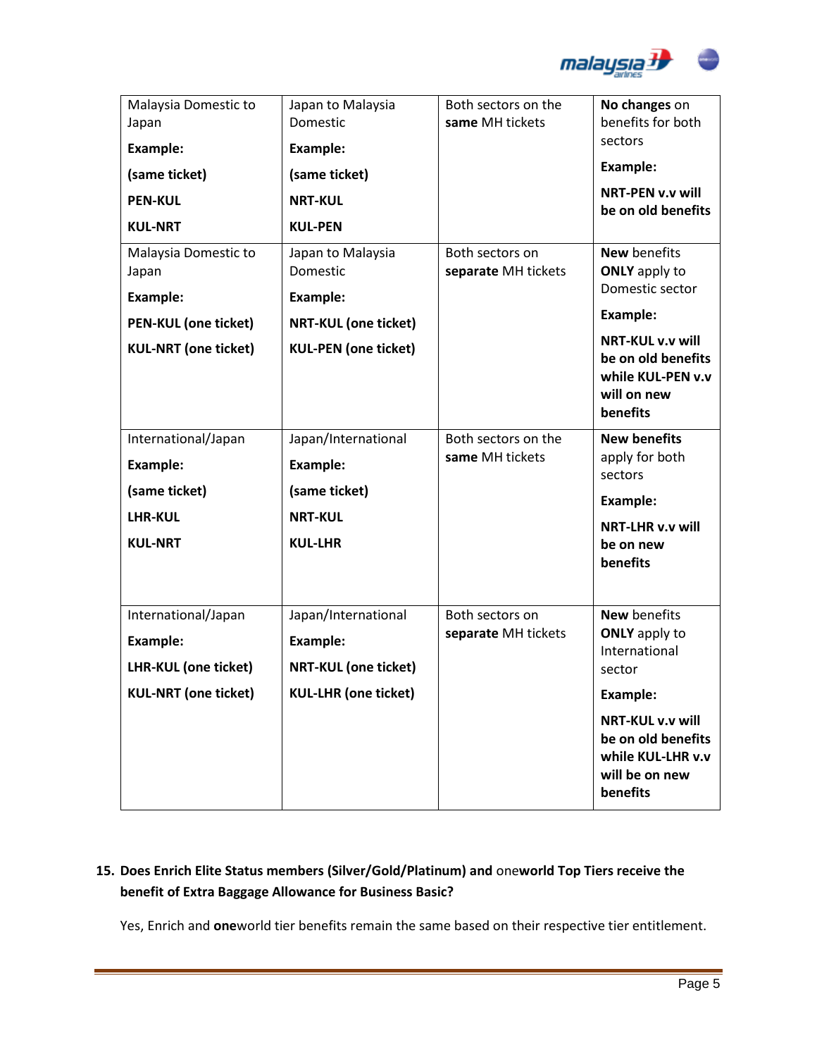| | | | |
|---|---|---|---|
| Malaysia Domestic to Japan<br>**Example:**<br>**(same ticket)**<br>**PEN-KUL**<br>**KUL-NRT** | Japan to Malaysia Domestic<br>**Example:**<br>**(same ticket)**<br>**NRT-KUL**<br>**KUL-PEN** | Both sectors on the **same** MH tickets | **No changes** on benefits for both sectors<br>**Example:**<br>**NRT-PEN v.v will be on old benefits** |
| Malaysia Domestic to Japan<br>**Example:**<br>**PEN-KUL (one ticket)**<br>**KUL-NRT (one ticket)** | Japan to Malaysia Domestic<br>**Example:**<br>**NRT-KUL (one ticket)**<br>**KUL-PEN (one ticket)** | Both sectors on **separate** MH tickets | **New** benefits **ONLY** apply to Domestic sector<br>**Example:**<br>**NRT-KUL v.v will be on old benefits while KUL-PEN v.v will on new benefits** |
| International/Japan<br>**Example:**<br>**(same ticket)**<br>**LHR-KUL**<br>**KUL-NRT** | Japan/International<br>**Example:**<br>**(same ticket)**<br>**NRT-KUL**<br>**KUL-LHR** | Both sectors on the **same** MH tickets | **New benefits** apply for both sectors<br>**Example:**<br>**NRT-LHR v.v will be on new benefits** |
| International/Japan<br>**Example:**<br>**LHR-KUL (one ticket)**<br>**KUL-NRT (one ticket)** | Japan/International<br>**Example:**<br>**NRT-KUL (one ticket)**<br>**KUL-LHR (one ticket)** | Both sectors on **separate** MH tickets | **New** benefits **ONLY** apply to International sector<br>**Example:**<br>**NRT-KUL v.v will be on old benefits while KUL-LHR v.v will be on new benefits** |

**15. Does Enrich Elite Status members (Silver/Gold/Platinum) and** one**world Top Tiers receive the benefit of Extra Baggage Allowance for Business Basic?**

Yes, Enrich and **one**world tier benefits remain the same based on their respective tier entitlement.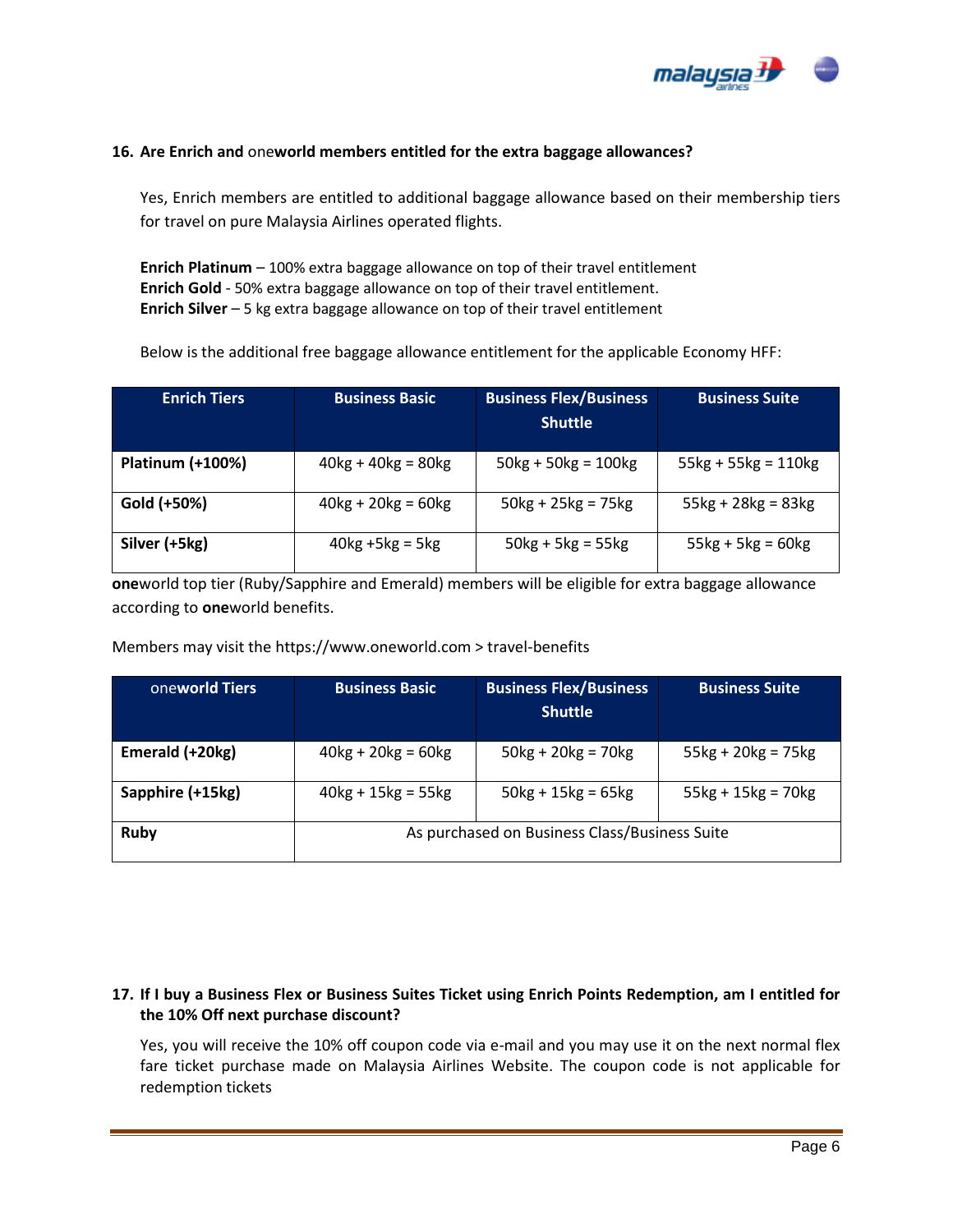**16. Are Enrich and oneworld members entitled for the extra baggage allowances?**

Yes, Enrich members are entitled to additional baggage allowance based on their membership tiers for travel on pure Malaysia Airlines operated flights.

**Enrich Platinum** – 100% extra baggage allowance on top of their travel entitlement
**Enrich Gold** - 50% extra baggage allowance on top of their travel entitlement.
**Enrich Silver** – 5 kg extra baggage allowance on top of their travel entitlement

Below is the additional free baggage allowance entitlement for the applicable Economy HFF:

| Enrich Tiers | Business Basic | Business Flex/Business Shuttle | Business Suite |
|---|---|---|---|
| **Platinum (+100%)** | 40kg + 40kg = 80kg | 50kg + 50kg = 100kg | 55kg + 55kg = 110kg |
| **Gold (+50%)** | 40kg + 20kg = 60kg | 50kg + 25kg = 75kg | 55kg + 28kg = 83kg |
| **Silver (+5kg)** | 40kg +5kg = 5kg | 50kg + 5kg = 55kg | 55kg + 5kg = 60kg |

**one**world top tier (Ruby/Sapphire and Emerald) members will be eligible for extra baggage allowance according to **one**world benefits.

Members may visit the https://www.oneworld.com > travel-benefits

| oneworld Tiers | Business Basic | Business Flex/Business Shuttle | Business Suite |
|---|---|---|---|
| **Emerald (+20kg)** | 40kg + 20kg = 60kg | 50kg + 20kg = 70kg | 55kg + 20kg = 75kg |
| **Sapphire (+15kg)** | 40kg + 15kg = 55kg | 50kg + 15kg = 65kg | 55kg + 15kg = 70kg |
| **Ruby** | As purchased on Business Class/Business Suite | | |

**17. If I buy a Business Flex or Business Suites Ticket using Enrich Points Redemption, am I entitled for the 10% Off next purchase discount?**

Yes, you will receive the 10% off coupon code via e-mail and you may use it on the next normal flex fare ticket purchase made on Malaysia Airlines Website. The coupon code is not applicable for redemption tickets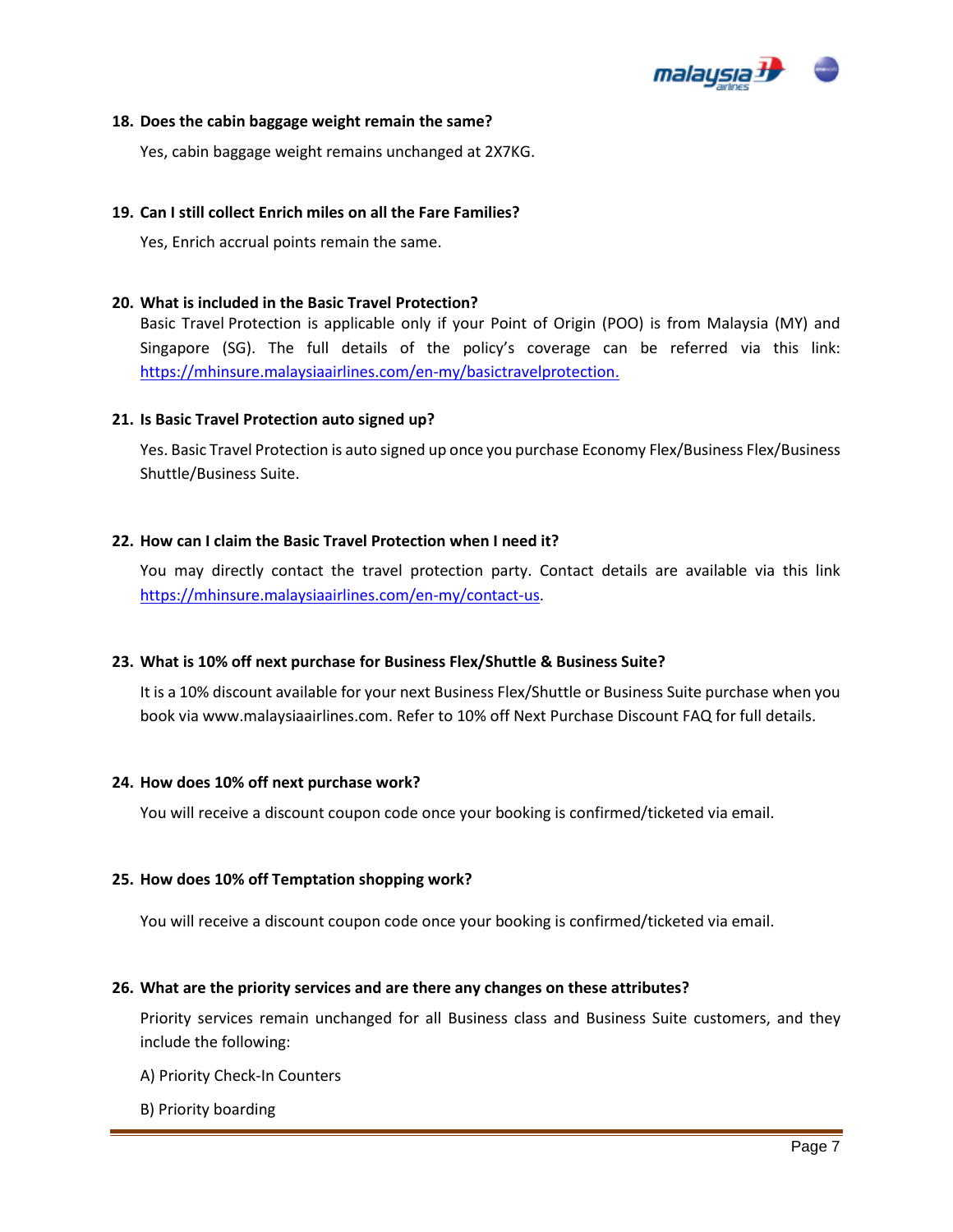**18. Does the cabin baggage weight remain the same?**

Yes, cabin baggage weight remains unchanged at 2X7KG.

**19. Can I still collect Enrich miles on all the Fare Families?**

Yes, Enrich accrual points remain the same.

**20. What is included in the Basic Travel Protection?**

Basic Travel Protection is applicable only if your Point of Origin (POO) is from Malaysia (MY) and Singapore (SG). The full details of the policy's coverage can be referred via this link: https://mhinsure.malaysiaairlines.com/en-my/basictravelprotection.

**21. Is Basic Travel Protection auto signed up?**

Yes. Basic Travel Protection is auto signed up once you purchase Economy Flex/Business Flex/Business Shuttle/Business Suite.

**22. How can I claim the Basic Travel Protection when I need it?**

You may directly contact the travel protection party. Contact details are available via this link https://mhinsure.malaysiaairlines.com/en-my/contact-us.

**23. What is 10% off next purchase for Business Flex/Shuttle & Business Suite?**

It is a 10% discount available for your next Business Flex/Shuttle or Business Suite purchase when you book via www.malaysiaairlines.com. Refer to 10% off Next Purchase Discount FAQ for full details.

**24. How does 10% off next purchase work?**

You will receive a discount coupon code once your booking is confirmed/ticketed via email.

**25. How does 10% off Temptation shopping work?**

You will receive a discount coupon code once your booking is confirmed/ticketed via email.

**26. What are the priority services and are there any changes on these attributes?**

Priority services remain unchanged for all Business class and Business Suite customers, and they include the following:

A) Priority Check-In Counters

B) Priority boarding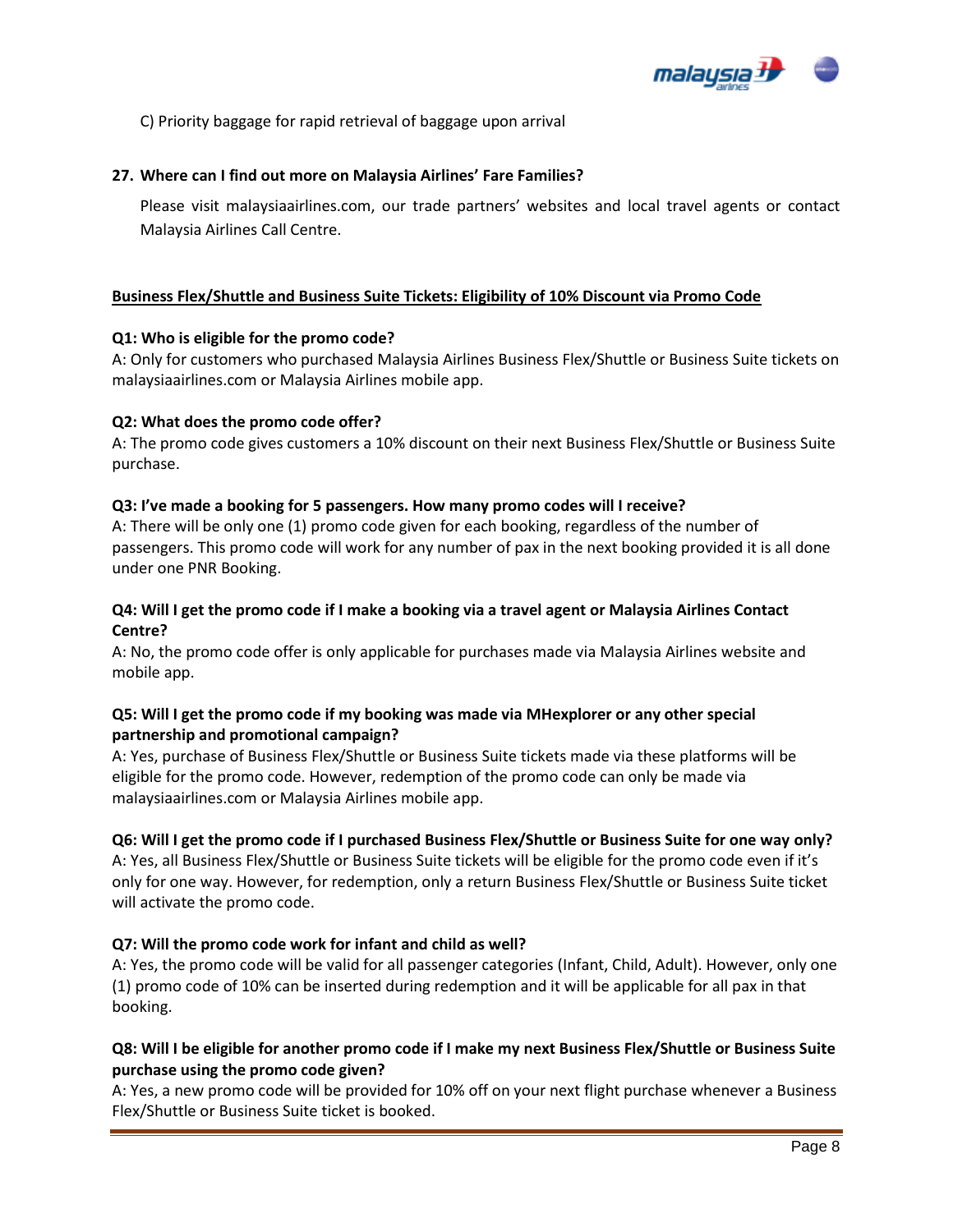C) Priority baggage for rapid retrieval of baggage upon arrival

**27. Where can I find out more on Malaysia Airlines' Fare Families?**

Please visit malaysiaairlines.com, our trade partners' websites and local travel agents or contact Malaysia Airlines Call Centre.

## Business Flex/Shuttle and Business Suite Tickets: Eligibility of 10% Discount via Promo Code

**Q1: Who is eligible for the promo code?**

A: Only for customers who purchased Malaysia Airlines Business Flex/Shuttle or Business Suite tickets on malaysiaairlines.com or Malaysia Airlines mobile app.

**Q2: What does the promo code offer?**

A: The promo code gives customers a 10% discount on their next Business Flex/Shuttle or Business Suite purchase.

**Q3: I've made a booking for 5 passengers. How many promo codes will I receive?**

A: There will be only one (1) promo code given for each booking, regardless of the number of passengers. This promo code will work for any number of pax in the next booking provided it is all done under one PNR Booking.

**Q4: Will I get the promo code if I make a booking via a travel agent or Malaysia Airlines Contact Centre?**

A: No, the promo code offer is only applicable for purchases made via Malaysia Airlines website and mobile app.

**Q5: Will I get the promo code if my booking was made via MHexplorer or any other special partnership and promotional campaign?**

A: Yes, purchase of Business Flex/Shuttle or Business Suite tickets made via these platforms will be eligible for the promo code. However, redemption of the promo code can only be made via malaysiaairlines.com or Malaysia Airlines mobile app.

**Q6: Will I get the promo code if I purchased Business Flex/Shuttle or Business Suite for one way only?**

A: Yes, all Business Flex/Shuttle or Business Suite tickets will be eligible for the promo code even if it's only for one way. However, for redemption, only a return Business Flex/Shuttle or Business Suite ticket will activate the promo code.

**Q7: Will the promo code work for infant and child as well?**

A: Yes, the promo code will be valid for all passenger categories (Infant, Child, Adult). However, only one (1) promo code of 10% can be inserted during redemption and it will be applicable for all pax in that booking.

**Q8: Will I be eligible for another promo code if I make my next Business Flex/Shuttle or Business Suite purchase using the promo code given?**

A: Yes, a new promo code will be provided for 10% off on your next flight purchase whenever a Business Flex/Shuttle or Business Suite ticket is booked.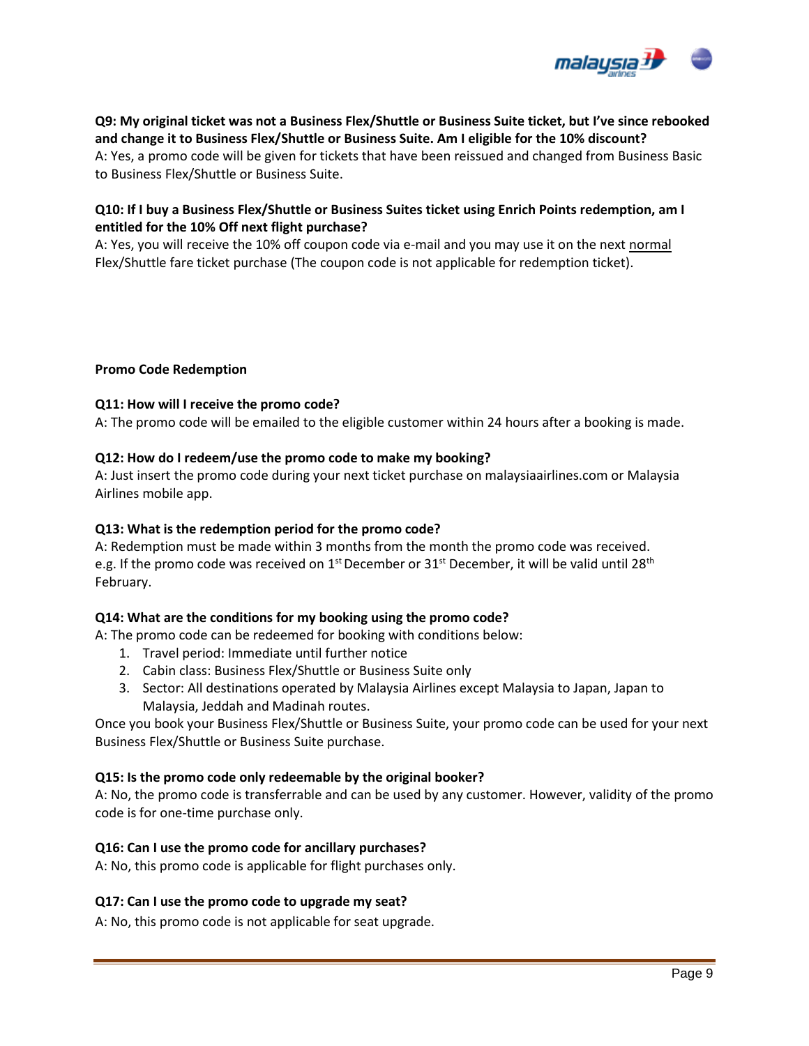**Q9: My original ticket was not a Business Flex/Shuttle or Business Suite ticket, but I've since rebooked and change it to Business Flex/Shuttle or Business Suite. Am I eligible for the 10% discount?**
A: Yes, a promo code will be given for tickets that have been reissued and changed from Business Basic to Business Flex/Shuttle or Business Suite.

**Q10: If I buy a Business Flex/Shuttle or Business Suites ticket using Enrich Points redemption, am I entitled for the 10% Off next flight purchase?**
A: Yes, you will receive the 10% off coupon code via e-mail and you may use it on the next normal Flex/Shuttle fare ticket purchase (The coupon code is not applicable for redemption ticket).

**Promo Code Redemption**

**Q11: How will I receive the promo code?**
A: The promo code will be emailed to the eligible customer within 24 hours after a booking is made.

**Q12: How do I redeem/use the promo code to make my booking?**
A: Just insert the promo code during your next ticket purchase on malaysiaairlines.com or Malaysia Airlines mobile app.

**Q13: What is the redemption period for the promo code?**
A: Redemption must be made within 3 months from the month the promo code was received.
e.g. If the promo code was received on 1st December or 31st December, it will be valid until 28th February.

**Q14: What are the conditions for my booking using the promo code?**
A: The promo code can be redeemed for booking with conditions below:

1. Travel period: Immediate until further notice
2. Cabin class: Business Flex/Shuttle or Business Suite only
3. Sector: All destinations operated by Malaysia Airlines except Malaysia to Japan, Japan to Malaysia, Jeddah and Madinah routes.

Once you book your Business Flex/Shuttle or Business Suite, your promo code can be used for your next Business Flex/Shuttle or Business Suite purchase.

**Q15: Is the promo code only redeemable by the original booker?**
A: No, the promo code is transferrable and can be used by any customer. However, validity of the promo code is for one-time purchase only.

**Q16: Can I use the promo code for ancillary purchases?**
A: No, this promo code is applicable for flight purchases only.

**Q17: Can I use the promo code to upgrade my seat?**
A: No, this promo code is not applicable for seat upgrade.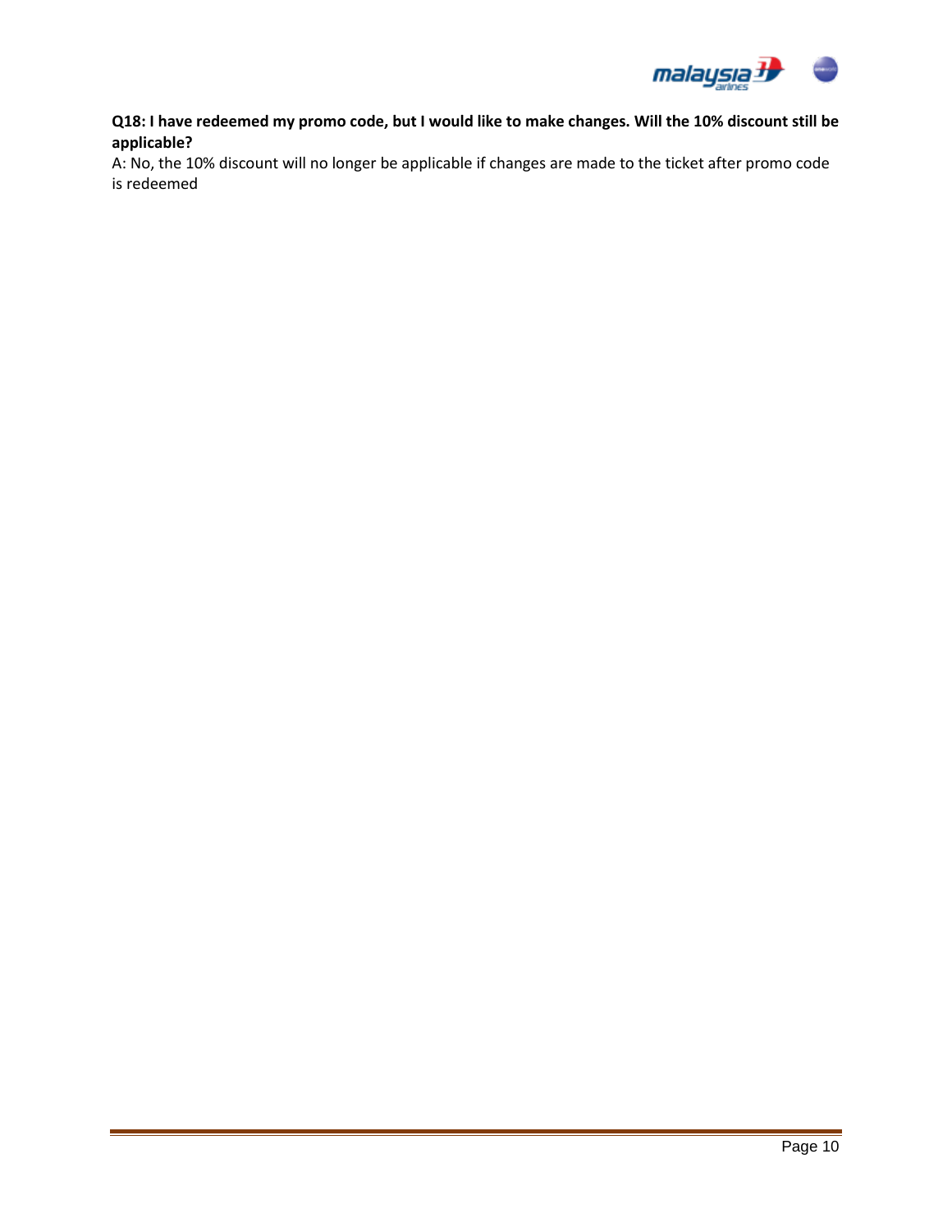**Q18: I have redeemed my promo code, but I would like to make changes. Will the 10% discount still be applicable?**

A: No, the 10% discount will no longer be applicable if changes are made to the ticket after promo code is redeemed